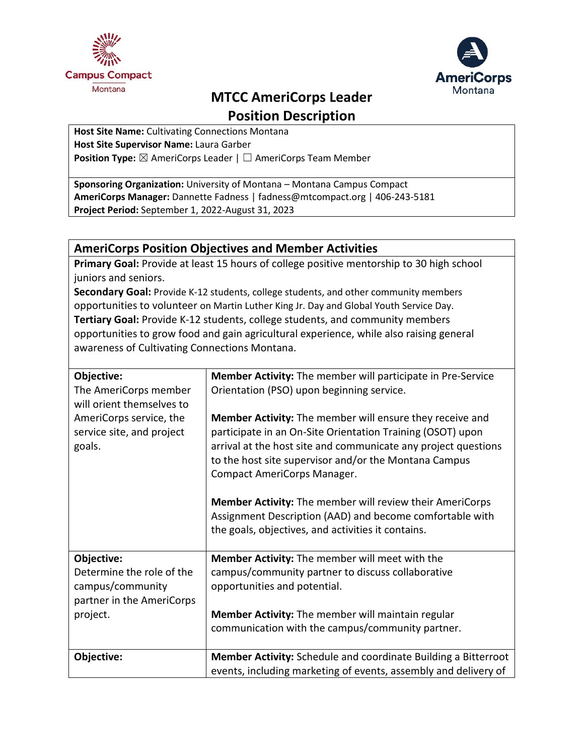# MTCC AmeriCorps Leader Position Description

**Host Site Name:** Cultivating Connections Montana
**Host Site Supervisor Name:** Laura Garber
**Position Type:** ☒ AmeriCorps Leader | ☐ AmeriCorps Team Member

**Sponsoring Organization:** University of Montana – Montana Campus Compact
**AmeriCorps Manager:** Dannette Fadness | fadness@mtcompact.org | 406-243-5181
**Project Period:** September 1, 2022-August 31, 2023

## AmeriCorps Position Objectives and Member Activities

**Primary Goal:** Provide at least 15 hours of college positive mentorship to 30 high school juniors and seniors.
**Secondary Goal:** Provide K-12 students, college students, and other community members opportunities to volunteer on Martin Luther King Jr. Day and Global Youth Service Day.
**Tertiary Goal:** Provide K-12 students, college students, and community members opportunities to grow food and gain agricultural experience, while also raising general awareness of Cultivating Connections Montana.

| Objective | Member Activities |
| --- | --- |
| **Objective:** The AmeriCorps member will orient themselves to AmeriCorps service, the service site, and project goals. | **Member Activity:** The member will participate in Pre-Service Orientation (PSO) upon beginning service.<br><br>**Member Activity:** The member will ensure they receive and participate in an On-Site Orientation Training (OSOT) upon arrival at the host site and communicate any project questions to the host site supervisor and/or the Montana Campus Compact AmeriCorps Manager.<br><br>**Member Activity:** The member will review their AmeriCorps Assignment Description (AAD) and become comfortable with the goals, objectives, and activities it contains. |
| **Objective:** Determine the role of the campus/community partner in the AmeriCorps project. | **Member Activity:** The member will meet with the campus/community partner to discuss collaborative opportunities and potential.<br><br>**Member Activity:** The member will maintain regular communication with the campus/community partner. |
| **Objective:** | **Member Activity:** Schedule and coordinate Building a Bitterroot events, including marketing of events, assembly and delivery of |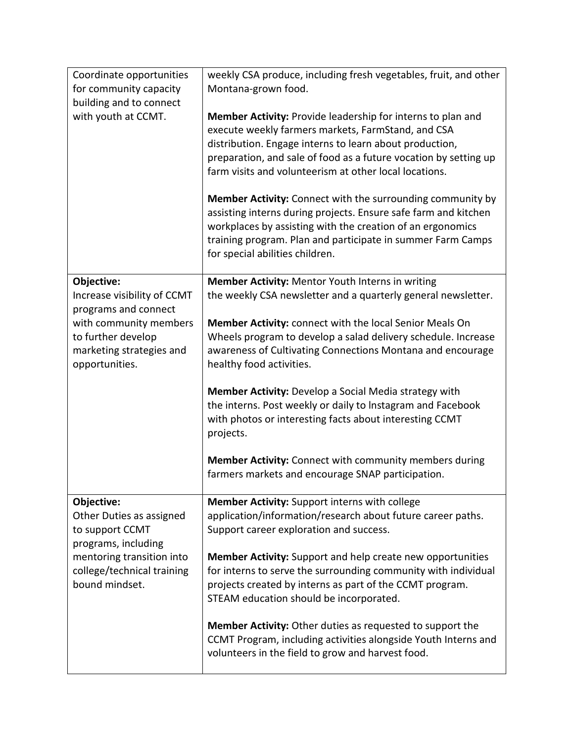| | |
|---|---|
| Coordinate opportunities for community capacity building and to connect with youth at CCMT. | weekly CSA produce, including fresh vegetables, fruit, and other Montana-grown food.<br><br>**Member Activity:** Provide leadership for interns to plan and execute weekly farmers markets, FarmStand, and CSA distribution. Engage interns to learn about production, preparation, and sale of food as a future vocation by setting up farm visits and volunteerism at other local locations.<br><br>**Member Activity:** Connect with the surrounding community by assisting interns during projects. Ensure safe farm and kitchen workplaces by assisting with the creation of an ergonomics training program. Plan and participate in summer Farm Camps for special abilities children. |
| **Objective:**<br>Increase visibility of CCMT programs and connect with community members to further develop marketing strategies and opportunities. | **Member Activity:** Mentor Youth Interns in writing the weekly CSA newsletter and a quarterly general newsletter.<br><br>**Member Activity:** connect with the local Senior Meals On Wheels program to develop a salad delivery schedule. Increase awareness of Cultivating Connections Montana and encourage healthy food activities.<br><br>**Member Activity:** Develop a Social Media strategy with the interns. Post weekly or daily to Instagram and Facebook with photos or interesting facts about interesting CCMT projects.<br><br>**Member Activity:** Connect with community members during farmers markets and encourage SNAP participation. |
| **Objective:**<br>Other Duties as assigned to support CCMT programs, including mentoring transition into college/technical training bound mindset. | **Member Activity:** Support interns with college application/information/research about future career paths. Support career exploration and success.<br><br>**Member Activity:** Support and help create new opportunities for interns to serve the surrounding community with individual projects created by interns as part of the CCMT program. STEAM education should be incorporated.<br><br>**Member Activity:** Other duties as requested to support the CCMT Program, including activities alongside Youth Interns and volunteers in the field to grow and harvest food. |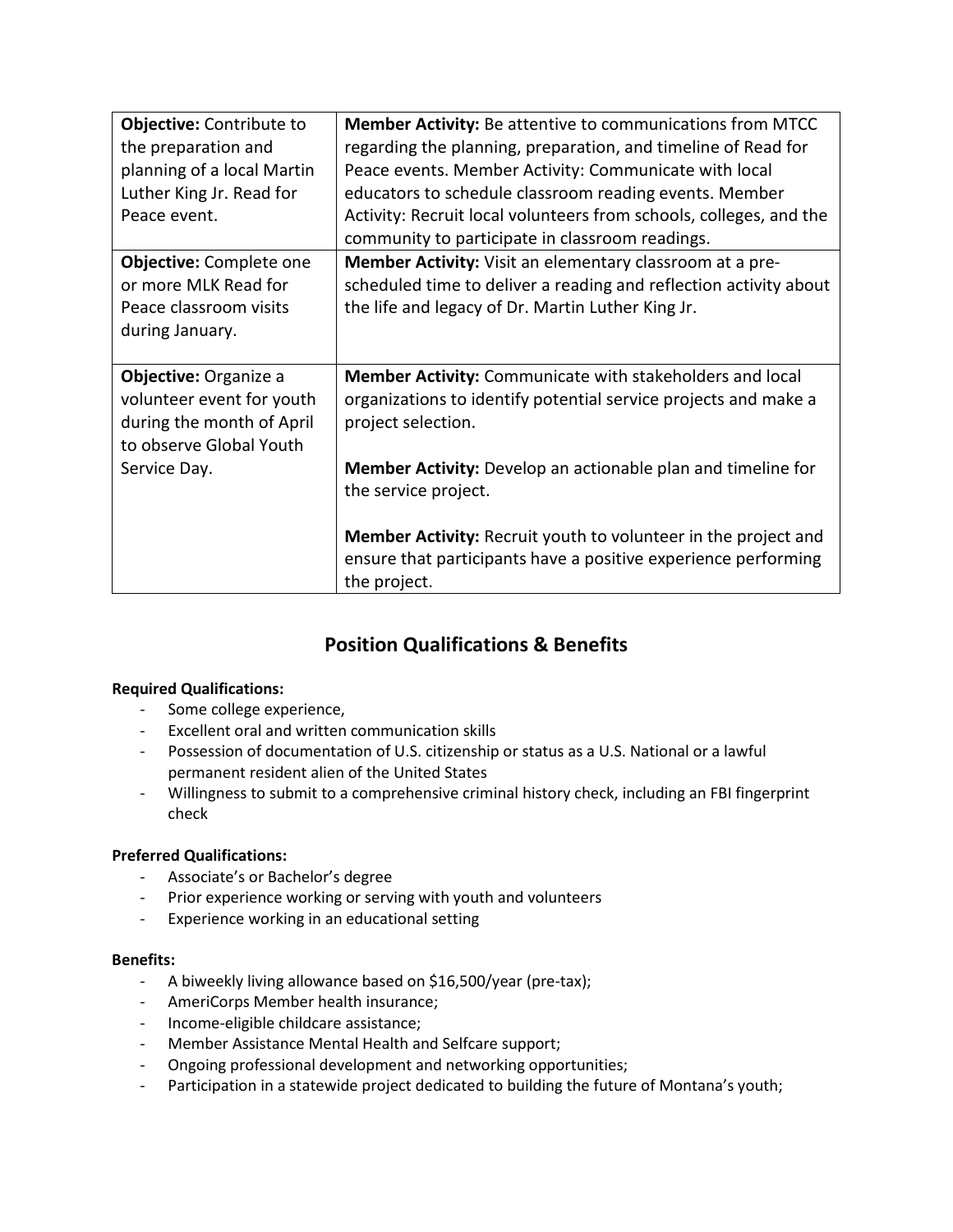| **Objective:** Contribute to the preparation and planning of a local Martin Luther King Jr. Read for Peace event. | **Member Activity:** Be attentive to communications from MTCC regarding the planning, preparation, and timeline of Read for Peace events. Member Activity: Communicate with local educators to schedule classroom reading events. Member Activity: Recruit local volunteers from schools, colleges, and the community to participate in classroom readings. |
|---|---|
| **Objective:** Complete one or more MLK Read for Peace classroom visits during January. | **Member Activity:** Visit an elementary classroom at a pre-scheduled time to deliver a reading and reflection activity about the life and legacy of Dr. Martin Luther King Jr. |
| **Objective:** Organize a volunteer event for youth during the month of April to observe Global Youth Service Day. | **Member Activity:** Communicate with stakeholders and local organizations to identify potential service projects and make a project selection.<br><br>**Member Activity:** Develop an actionable plan and timeline for the service project.<br><br>**Member Activity:** Recruit youth to volunteer in the project and ensure that participants have a positive experience performing the project. |

## Position Qualifications & Benefits

**Required Qualifications:**

- Some college experience,
- Excellent oral and written communication skills
- Possession of documentation of U.S. citizenship or status as a U.S. National or a lawful permanent resident alien of the United States
- Willingness to submit to a comprehensive criminal history check, including an FBI fingerprint check

**Preferred Qualifications:**

- Associate's or Bachelor's degree
- Prior experience working or serving with youth and volunteers
- Experience working in an educational setting

**Benefits:**

- A biweekly living allowance based on $16,500/year (pre-tax);
- AmeriCorps Member health insurance;
- Income-eligible childcare assistance;
- Member Assistance Mental Health and Selfcare support;
- Ongoing professional development and networking opportunities;
- Participation in a statewide project dedicated to building the future of Montana's youth;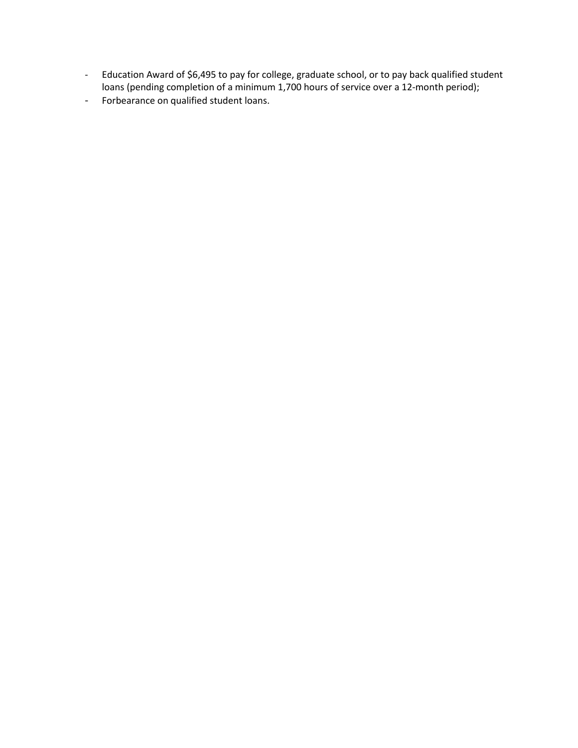- Education Award of $6,495 to pay for college, graduate school, or to pay back qualified student loans (pending completion of a minimum 1,700 hours of service over a 12-month period);
- Forbearance on qualified student loans.